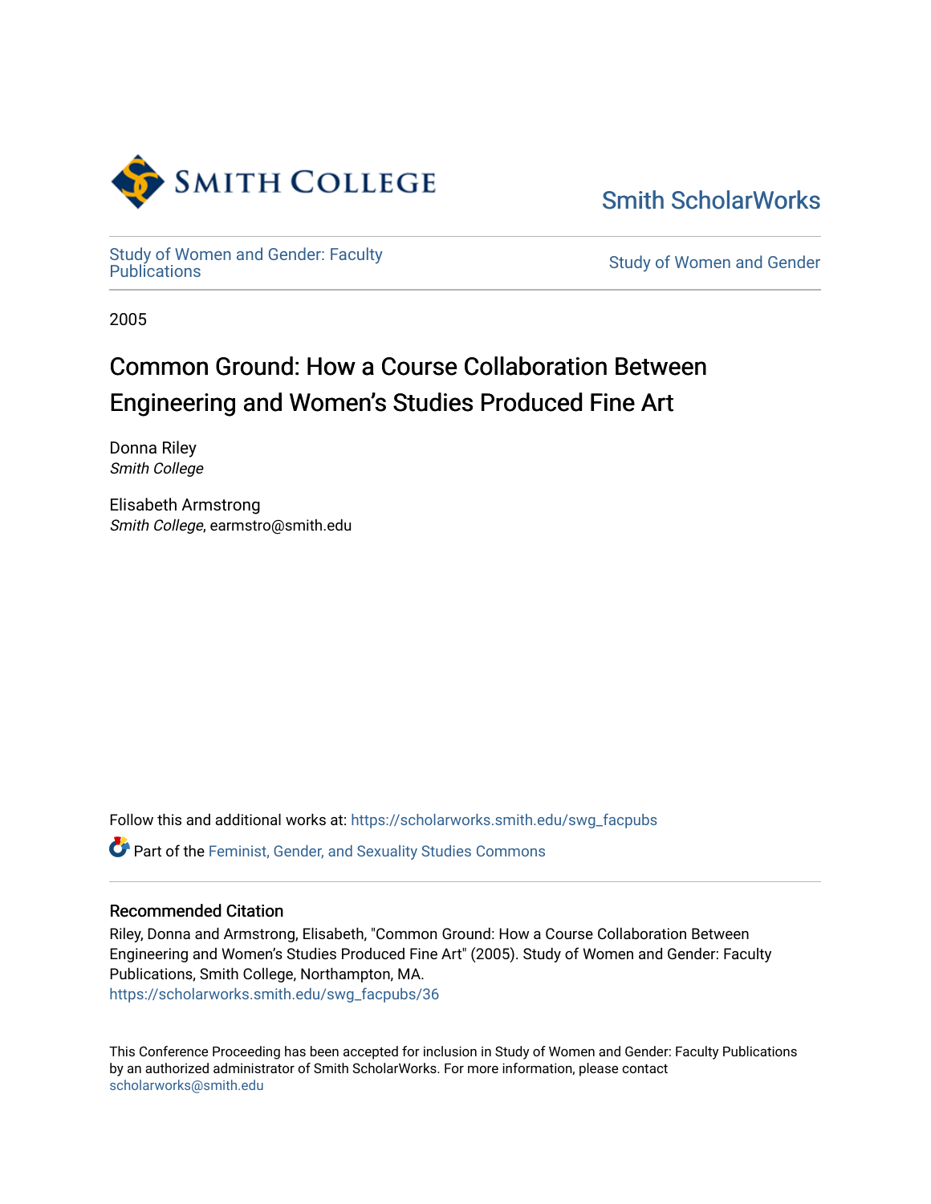Smith College

Smith ScholarWorks

Study of Women and Gender: Faculty Publications

Study of Women and Gender

2005

# Common Ground: How a Course Collaboration Between Engineering and Women's Studies Produced Fine Art

Donna Riley
*Smith College*

Elisabeth Armstrong
*Smith College*, earmstro@smith.edu

Follow this and additional works at: https://scholarworks.smith.edu/swg_facpubs

Part of the Feminist, Gender, and Sexuality Studies Commons

## Recommended Citation

Riley, Donna and Armstrong, Elisabeth, "Common Ground: How a Course Collaboration Between Engineering and Women's Studies Produced Fine Art" (2005). Study of Women and Gender: Faculty Publications, Smith College, Northampton, MA.
https://scholarworks.smith.edu/swg_facpubs/36

This Conference Proceeding has been accepted for inclusion in Study of Women and Gender: Faculty Publications by an authorized administrator of Smith ScholarWorks. For more information, please contact scholarworks@smith.edu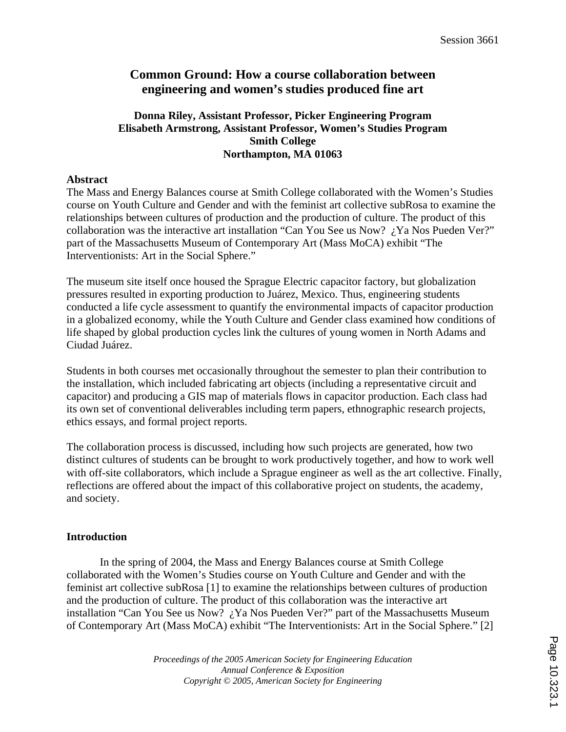# Common Ground: How a course collaboration between engineering and women's studies produced fine art

**Donna Riley, Assistant Professor, Picker Engineering Program**
**Elisabeth Armstrong, Assistant Professor, Women's Studies Program**
**Smith College**
**Northampton, MA 01063**

## Abstract

The Mass and Energy Balances course at Smith College collaborated with the Women's Studies course on Youth Culture and Gender and with the feminist art collective subRosa to examine the relationships between cultures of production and the production of culture. The product of this collaboration was the interactive art installation "Can You See us Now? ¿Ya Nos Pueden Ver?" part of the Massachusetts Museum of Contemporary Art (Mass MoCA) exhibit "The Interventionists: Art in the Social Sphere."

The museum site itself once housed the Sprague Electric capacitor factory, but globalization pressures resulted in exporting production to Juárez, Mexico. Thus, engineering students conducted a life cycle assessment to quantify the environmental impacts of capacitor production in a globalized economy, while the Youth Culture and Gender class examined how conditions of life shaped by global production cycles link the cultures of young women in North Adams and Ciudad Juárez.

Students in both courses met occasionally throughout the semester to plan their contribution to the installation, which included fabricating art objects (including a representative circuit and capacitor) and producing a GIS map of materials flows in capacitor production. Each class had its own set of conventional deliverables including term papers, ethnographic research projects, ethics essays, and formal project reports.

The collaboration process is discussed, including how such projects are generated, how two distinct cultures of students can be brought to work productively together, and how to work well with off-site collaborators, which include a Sprague engineer as well as the art collective. Finally, reflections are offered about the impact of this collaborative project on students, the academy, and society.

## Introduction

In the spring of 2004, the Mass and Energy Balances course at Smith College collaborated with the Women's Studies course on Youth Culture and Gender and with the feminist art collective subRosa [1] to examine the relationships between cultures of production and the production of culture. The product of this collaboration was the interactive art installation "Can You See us Now? ¿Ya Nos Pueden Ver?" part of the Massachusetts Museum of Contemporary Art (Mass MoCA) exhibit "The Interventionists: Art in the Social Sphere." [2]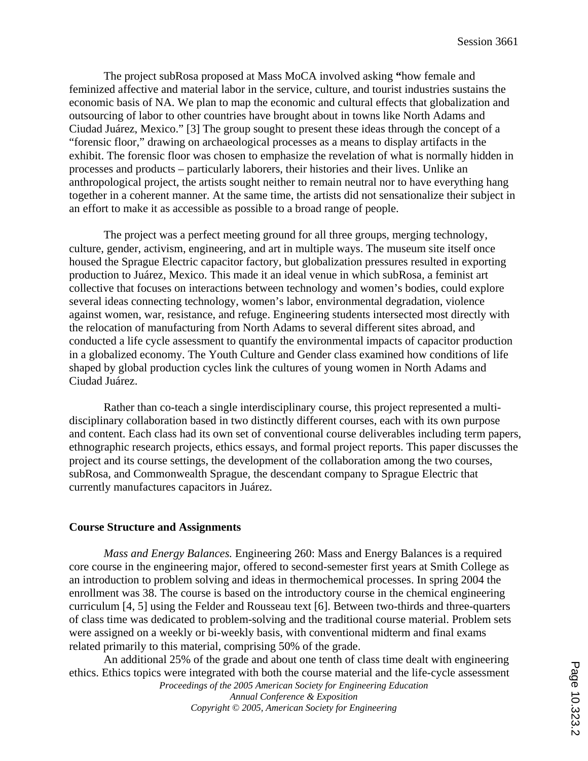The project subRosa proposed at Mass MoCA involved asking **"**how female and feminized affective and material labor in the service, culture, and tourist industries sustains the economic basis of NA. We plan to map the economic and cultural effects that globalization and outsourcing of labor to other countries have brought about in towns like North Adams and Ciudad Juárez, Mexico." [3] The group sought to present these ideas through the concept of a "forensic floor," drawing on archaeological processes as a means to display artifacts in the exhibit. The forensic floor was chosen to emphasize the revelation of what is normally hidden in processes and products – particularly laborers, their histories and their lives. Unlike an anthropological project, the artists sought neither to remain neutral nor to have everything hang together in a coherent manner. At the same time, the artists did not sensationalize their subject in an effort to make it as accessible as possible to a broad range of people.

The project was a perfect meeting ground for all three groups, merging technology, culture, gender, activism, engineering, and art in multiple ways. The museum site itself once housed the Sprague Electric capacitor factory, but globalization pressures resulted in exporting production to Juárez, Mexico. This made it an ideal venue in which subRosa, a feminist art collective that focuses on interactions between technology and women's bodies, could explore several ideas connecting technology, women's labor, environmental degradation, violence against women, war, resistance, and refuge. Engineering students intersected most directly with the relocation of manufacturing from North Adams to several different sites abroad, and conducted a life cycle assessment to quantify the environmental impacts of capacitor production in a globalized economy. The Youth Culture and Gender class examined how conditions of life shaped by global production cycles link the cultures of young women in North Adams and Ciudad Juárez.

Rather than co-teach a single interdisciplinary course, this project represented a multi-disciplinary collaboration based in two distinctly different courses, each with its own purpose and content. Each class had its own set of conventional course deliverables including term papers, ethnographic research projects, ethics essays, and formal project reports. This paper discusses the project and its course settings, the development of the collaboration among the two courses, subRosa, and Commonwealth Sprague, the descendant company to Sprague Electric that currently manufactures capacitors in Juárez.

## Course Structure and Assignments

*Mass and Energy Balances.* Engineering 260: Mass and Energy Balances is a required core course in the engineering major, offered to second-semester first years at Smith College as an introduction to problem solving and ideas in thermochemical processes. In spring 2004 the enrollment was 38. The course is based on the introductory course in the chemical engineering curriculum [4, 5] using the Felder and Rousseau text [6]. Between two-thirds and three-quarters of class time was dedicated to problem-solving and the traditional course material. Problem sets were assigned on a weekly or bi-weekly basis, with conventional midterm and final exams related primarily to this material, comprising 50% of the grade.

An additional 25% of the grade and about one tenth of class time dealt with engineering ethics. Ethics topics were integrated with both the course material and the life-cycle assessment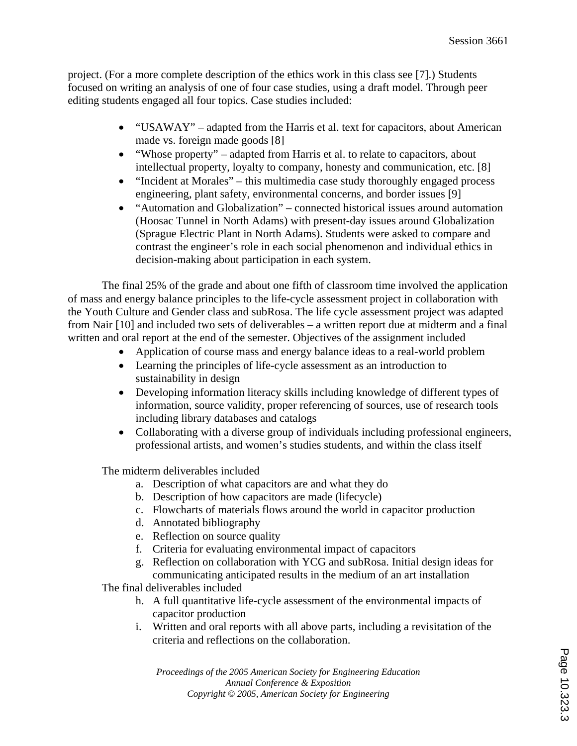project. (For a more complete description of the ethics work in this class see [7].) Students focused on writing an analysis of one of four case studies, using a draft model. Through peer editing students engaged all four topics. Case studies included:

- "USAWAY" – adapted from the Harris et al. text for capacitors, about American made vs. foreign made goods [8]
- "Whose property" – adapted from Harris et al. to relate to capacitors, about intellectual property, loyalty to company, honesty and communication, etc. [8]
- "Incident at Morales" – this multimedia case study thoroughly engaged process engineering, plant safety, environmental concerns, and border issues [9]
- "Automation and Globalization" – connected historical issues around automation (Hoosac Tunnel in North Adams) with present-day issues around Globalization (Sprague Electric Plant in North Adams). Students were asked to compare and contrast the engineer's role in each social phenomenon and individual ethics in decision-making about participation in each system.

The final 25% of the grade and about one fifth of classroom time involved the application of mass and energy balance principles to the life-cycle assessment project in collaboration with the Youth Culture and Gender class and subRosa. The life cycle assessment project was adapted from Nair [10] and included two sets of deliverables – a written report due at midterm and a final written and oral report at the end of the semester. Objectives of the assignment included

- Application of course mass and energy balance ideas to a real-world problem
- Learning the principles of life-cycle assessment as an introduction to sustainability in design
- Developing information literacy skills including knowledge of different types of information, source validity, proper referencing of sources, use of research tools including library databases and catalogs
- Collaborating with a diverse group of individuals including professional engineers, professional artists, and women's studies students, and within the class itself

The midterm deliverables included

a. Description of what capacitors are and what they do
b. Description of how capacitors are made (lifecycle)
c. Flowcharts of materials flows around the world in capacitor production
d. Annotated bibliography
e. Reflection on source quality
f. Criteria for evaluating environmental impact of capacitors
g. Reflection on collaboration with YCG and subRosa. Initial design ideas for communicating anticipated results in the medium of an art installation

The final deliverables included

h. A full quantitative life-cycle assessment of the environmental impacts of capacitor production
i. Written and oral reports with all above parts, including a revisitation of the criteria and reflections on the collaboration.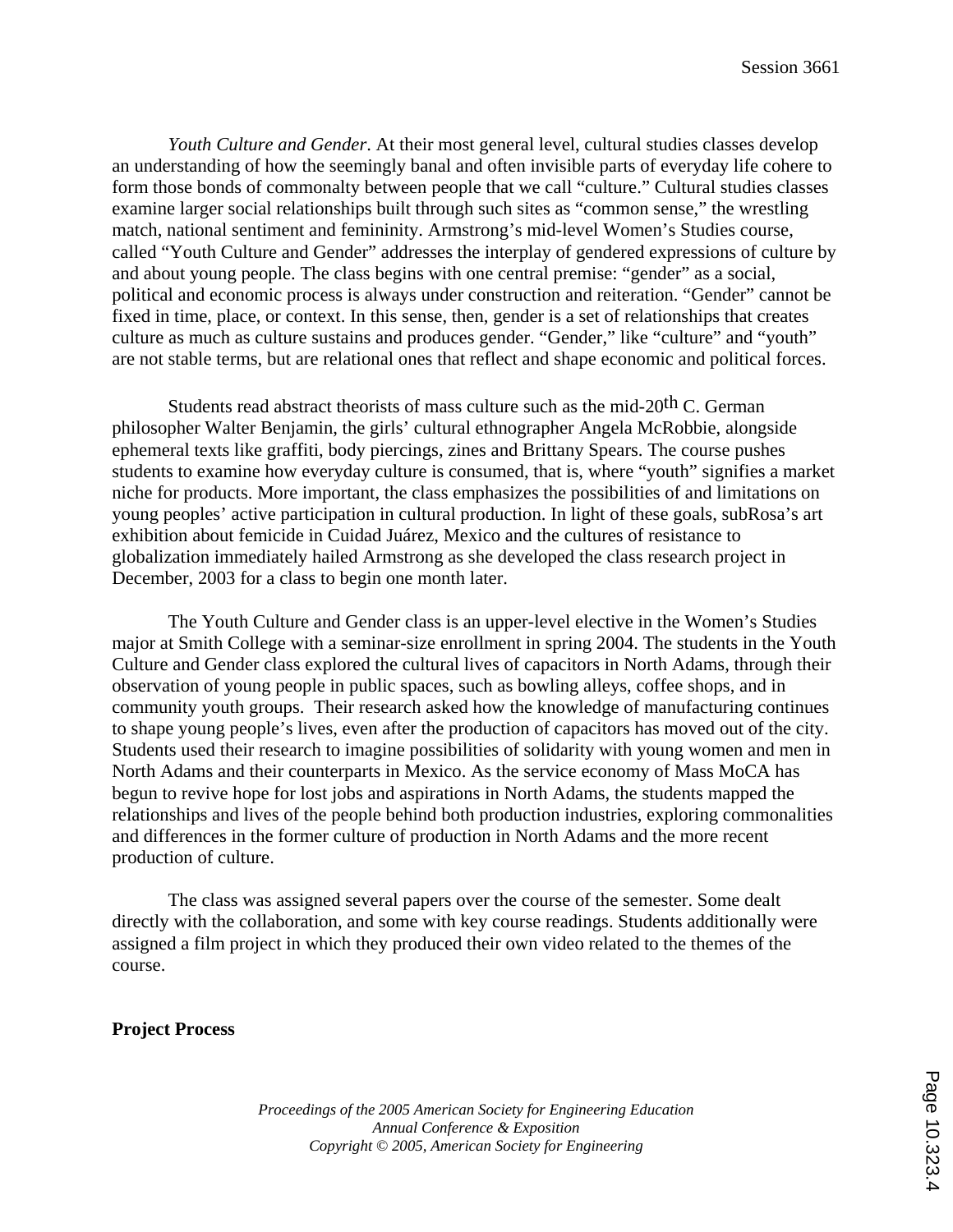*Youth Culture and Gender*. At their most general level, cultural studies classes develop an understanding of how the seemingly banal and often invisible parts of everyday life cohere to form those bonds of commonalty between people that we call "culture." Cultural studies classes examine larger social relationships built through such sites as "common sense," the wrestling match, national sentiment and femininity. Armstrong's mid-level Women's Studies course, called "Youth Culture and Gender" addresses the interplay of gendered expressions of culture by and about young people. The class begins with one central premise: "gender" as a social, political and economic process is always under construction and reiteration. "Gender" cannot be fixed in time, place, or context. In this sense, then, gender is a set of relationships that creates culture as much as culture sustains and produces gender. "Gender," like "culture" and "youth" are not stable terms, but are relational ones that reflect and shape economic and political forces.

Students read abstract theorists of mass culture such as the mid-20th C. German philosopher Walter Benjamin, the girls' cultural ethnographer Angela McRobbie, alongside ephemeral texts like graffiti, body piercings, zines and Brittany Spears. The course pushes students to examine how everyday culture is consumed, that is, where "youth" signifies a market niche for products. More important, the class emphasizes the possibilities of and limitations on young peoples' active participation in cultural production. In light of these goals, subRosa's art exhibition about femicide in Cuidad Juárez, Mexico and the cultures of resistance to globalization immediately hailed Armstrong as she developed the class research project in December, 2003 for a class to begin one month later.

The Youth Culture and Gender class is an upper-level elective in the Women's Studies major at Smith College with a seminar-size enrollment in spring 2004. The students in the Youth Culture and Gender class explored the cultural lives of capacitors in North Adams, through their observation of young people in public spaces, such as bowling alleys, coffee shops, and in community youth groups. Their research asked how the knowledge of manufacturing continues to shape young people's lives, even after the production of capacitors has moved out of the city. Students used their research to imagine possibilities of solidarity with young women and men in North Adams and their counterparts in Mexico. As the service economy of Mass MoCA has begun to revive hope for lost jobs and aspirations in North Adams, the students mapped the relationships and lives of the people behind both production industries, exploring commonalities and differences in the former culture of production in North Adams and the more recent production of culture.

The class was assigned several papers over the course of the semester. Some dealt directly with the collaboration, and some with key course readings. Students additionally were assigned a film project in which they produced their own video related to the themes of the course.

**Project Process**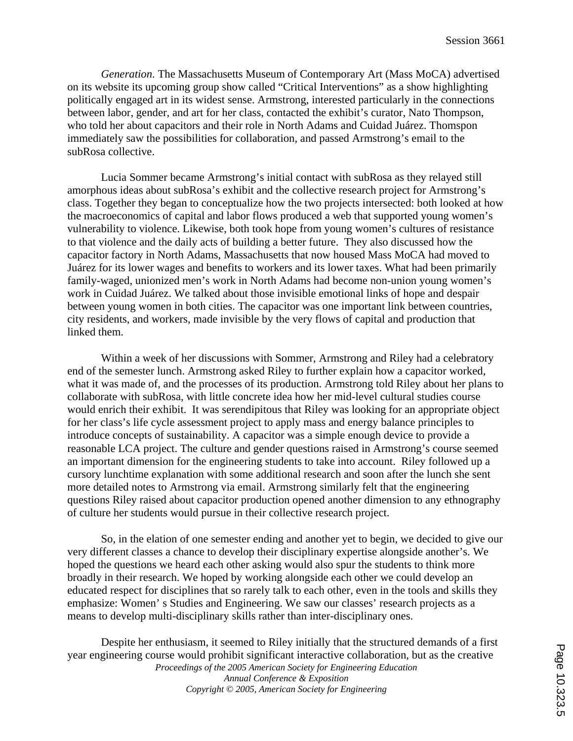*Generation*. The Massachusetts Museum of Contemporary Art (Mass MoCA) advertised on its website its upcoming group show called "Critical Interventions" as a show highlighting politically engaged art in its widest sense. Armstrong, interested particularly in the connections between labor, gender, and art for her class, contacted the exhibit's curator, Nato Thompson, who told her about capacitors and their role in North Adams and Cuidad Juárez. Thomspon immediately saw the possibilities for collaboration, and passed Armstrong's email to the subRosa collective.

Lucia Sommer became Armstrong's initial contact with subRosa as they relayed still amorphous ideas about subRosa's exhibit and the collective research project for Armstrong's class. Together they began to conceptualize how the two projects intersected: both looked at how the macroeconomics of capital and labor flows produced a web that supported young women's vulnerability to violence. Likewise, both took hope from young women's cultures of resistance to that violence and the daily acts of building a better future. They also discussed how the capacitor factory in North Adams, Massachusetts that now housed Mass MoCA had moved to Juárez for its lower wages and benefits to workers and its lower taxes. What had been primarily family-waged, unionized men's work in North Adams had become non-union young women's work in Cuidad Juárez. We talked about those invisible emotional links of hope and despair between young women in both cities. The capacitor was one important link between countries, city residents, and workers, made invisible by the very flows of capital and production that linked them.

Within a week of her discussions with Sommer, Armstrong and Riley had a celebratory end of the semester lunch. Armstrong asked Riley to further explain how a capacitor worked, what it was made of, and the processes of its production. Armstrong told Riley about her plans to collaborate with subRosa, with little concrete idea how her mid-level cultural studies course would enrich their exhibit. It was serendipitous that Riley was looking for an appropriate object for her class's life cycle assessment project to apply mass and energy balance principles to introduce concepts of sustainability. A capacitor was a simple enough device to provide a reasonable LCA project. The culture and gender questions raised in Armstrong's course seemed an important dimension for the engineering students to take into account. Riley followed up a cursory lunchtime explanation with some additional research and soon after the lunch she sent more detailed notes to Armstrong via email. Armstrong similarly felt that the engineering questions Riley raised about capacitor production opened another dimension to any ethnography of culture her students would pursue in their collective research project.

So, in the elation of one semester ending and another yet to begin, we decided to give our very different classes a chance to develop their disciplinary expertise alongside another's. We hoped the questions we heard each other asking would also spur the students to think more broadly in their research. We hoped by working alongside each other we could develop an educated respect for disciplines that so rarely talk to each other, even in the tools and skills they emphasize: Women' s Studies and Engineering. We saw our classes' research projects as a means to develop multi-disciplinary skills rather than inter-disciplinary ones.

Despite her enthusiasm, it seemed to Riley initially that the structured demands of a first year engineering course would prohibit significant interactive collaboration, but as the creative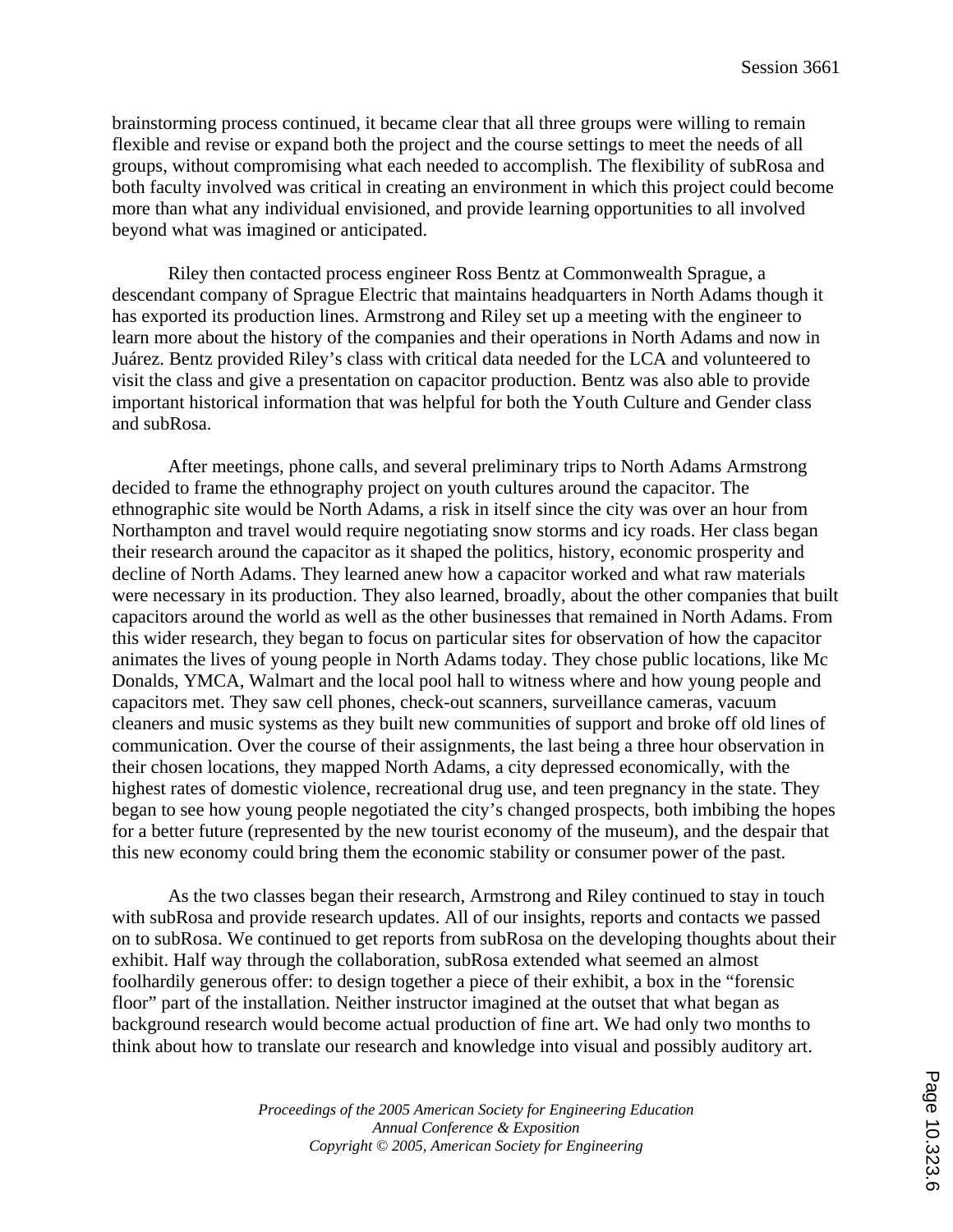brainstorming process continued, it became clear that all three groups were willing to remain flexible and revise or expand both the project and the course settings to meet the needs of all groups, without compromising what each needed to accomplish. The flexibility of subRosa and both faculty involved was critical in creating an environment in which this project could become more than what any individual envisioned, and provide learning opportunities to all involved beyond what was imagined or anticipated.

Riley then contacted process engineer Ross Bentz at Commonwealth Sprague, a descendant company of Sprague Electric that maintains headquarters in North Adams though it has exported its production lines. Armstrong and Riley set up a meeting with the engineer to learn more about the history of the companies and their operations in North Adams and now in Juárez. Bentz provided Riley's class with critical data needed for the LCA and volunteered to visit the class and give a presentation on capacitor production. Bentz was also able to provide important historical information that was helpful for both the Youth Culture and Gender class and subRosa.

After meetings, phone calls, and several preliminary trips to North Adams Armstrong decided to frame the ethnography project on youth cultures around the capacitor. The ethnographic site would be North Adams, a risk in itself since the city was over an hour from Northampton and travel would require negotiating snow storms and icy roads. Her class began their research around the capacitor as it shaped the politics, history, economic prosperity and decline of North Adams. They learned anew how a capacitor worked and what raw materials were necessary in its production. They also learned, broadly, about the other companies that built capacitors around the world as well as the other businesses that remained in North Adams. From this wider research, they began to focus on particular sites for observation of how the capacitor animates the lives of young people in North Adams today. They chose public locations, like Mc Donalds, YMCA, Walmart and the local pool hall to witness where and how young people and capacitors met. They saw cell phones, check-out scanners, surveillance cameras, vacuum cleaners and music systems as they built new communities of support and broke off old lines of communication. Over the course of their assignments, the last being a three hour observation in their chosen locations, they mapped North Adams, a city depressed economically, with the highest rates of domestic violence, recreational drug use, and teen pregnancy in the state. They began to see how young people negotiated the city's changed prospects, both imbibing the hopes for a better future (represented by the new tourist economy of the museum), and the despair that this new economy could bring them the economic stability or consumer power of the past.

As the two classes began their research, Armstrong and Riley continued to stay in touch with subRosa and provide research updates. All of our insights, reports and contacts we passed on to subRosa. We continued to get reports from subRosa on the developing thoughts about their exhibit. Half way through the collaboration, subRosa extended what seemed an almost foolhardily generous offer: to design together a piece of their exhibit, a box in the "forensic floor" part of the installation. Neither instructor imagined at the outset that what began as background research would become actual production of fine art. We had only two months to think about how to translate our research and knowledge into visual and possibly auditory art.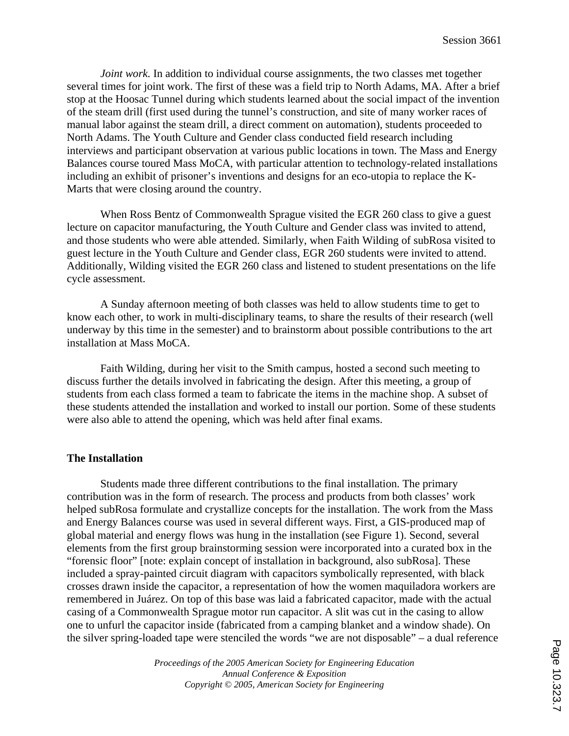*Joint work.* In addition to individual course assignments, the two classes met together several times for joint work. The first of these was a field trip to North Adams, MA. After a brief stop at the Hoosac Tunnel during which students learned about the social impact of the invention of the steam drill (first used during the tunnel's construction, and site of many worker races of manual labor against the steam drill, a direct comment on automation), students proceeded to North Adams. The Youth Culture and Gender class conducted field research including interviews and participant observation at various public locations in town. The Mass and Energy Balances course toured Mass MoCA, with particular attention to technology-related installations including an exhibit of prisoner's inventions and designs for an eco-utopia to replace the K-Marts that were closing around the country.

When Ross Bentz of Commonwealth Sprague visited the EGR 260 class to give a guest lecture on capacitor manufacturing, the Youth Culture and Gender class was invited to attend, and those students who were able attended. Similarly, when Faith Wilding of subRosa visited to guest lecture in the Youth Culture and Gender class, EGR 260 students were invited to attend. Additionally, Wilding visited the EGR 260 class and listened to student presentations on the life cycle assessment.

A Sunday afternoon meeting of both classes was held to allow students time to get to know each other, to work in multi-disciplinary teams, to share the results of their research (well underway by this time in the semester) and to brainstorm about possible contributions to the art installation at Mass MoCA.

Faith Wilding, during her visit to the Smith campus, hosted a second such meeting to discuss further the details involved in fabricating the design. After this meeting, a group of students from each class formed a team to fabricate the items in the machine shop. A subset of these students attended the installation and worked to install our portion. Some of these students were also able to attend the opening, which was held after final exams.

## The Installation

Students made three different contributions to the final installation. The primary contribution was in the form of research. The process and products from both classes' work helped subRosa formulate and crystallize concepts for the installation. The work from the Mass and Energy Balances course was used in several different ways. First, a GIS-produced map of global material and energy flows was hung in the installation (see Figure 1). Second, several elements from the first group brainstorming session were incorporated into a curated box in the "forensic floor" [note: explain concept of installation in background, also subRosa]. These included a spray-painted circuit diagram with capacitors symbolically represented, with black crosses drawn inside the capacitor, a representation of how the women maquiladora workers are remembered in Juárez. On top of this base was laid a fabricated capacitor, made with the actual casing of a Commonwealth Sprague motor run capacitor. A slit was cut in the casing to allow one to unfurl the capacitor inside (fabricated from a camping blanket and a window shade). On the silver spring-loaded tape were stenciled the words "we are not disposable" – a dual reference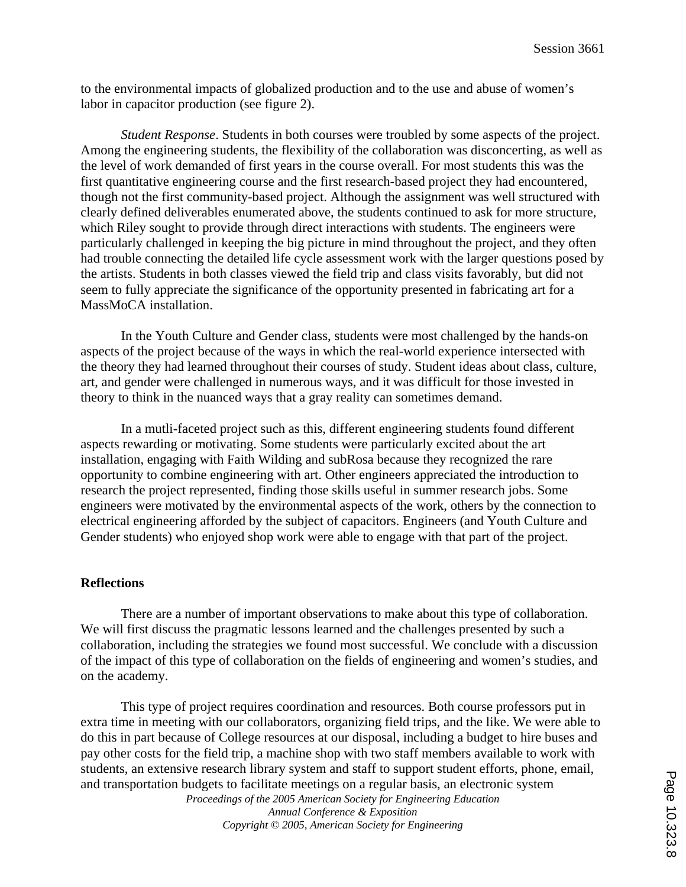to the environmental impacts of globalized production and to the use and abuse of women's labor in capacitor production (see figure 2).

*Student Response*. Students in both courses were troubled by some aspects of the project. Among the engineering students, the flexibility of the collaboration was disconcerting, as well as the level of work demanded of first years in the course overall. For most students this was the first quantitative engineering course and the first research-based project they had encountered, though not the first community-based project. Although the assignment was well structured with clearly defined deliverables enumerated above, the students continued to ask for more structure, which Riley sought to provide through direct interactions with students. The engineers were particularly challenged in keeping the big picture in mind throughout the project, and they often had trouble connecting the detailed life cycle assessment work with the larger questions posed by the artists. Students in both classes viewed the field trip and class visits favorably, but did not seem to fully appreciate the significance of the opportunity presented in fabricating art for a MassMoCA installation.

In the Youth Culture and Gender class, students were most challenged by the hands-on aspects of the project because of the ways in which the real-world experience intersected with the theory they had learned throughout their courses of study. Student ideas about class, culture, art, and gender were challenged in numerous ways, and it was difficult for those invested in theory to think in the nuanced ways that a gray reality can sometimes demand.

In a mutli-faceted project such as this, different engineering students found different aspects rewarding or motivating. Some students were particularly excited about the art installation, engaging with Faith Wilding and subRosa because they recognized the rare opportunity to combine engineering with art. Other engineers appreciated the introduction to research the project represented, finding those skills useful in summer research jobs. Some engineers were motivated by the environmental aspects of the work, others by the connection to electrical engineering afforded by the subject of capacitors. Engineers (and Youth Culture and Gender students) who enjoyed shop work were able to engage with that part of the project.

## Reflections

There are a number of important observations to make about this type of collaboration. We will first discuss the pragmatic lessons learned and the challenges presented by such a collaboration, including the strategies we found most successful. We conclude with a discussion of the impact of this type of collaboration on the fields of engineering and women's studies, and on the academy.

This type of project requires coordination and resources. Both course professors put in extra time in meeting with our collaborators, organizing field trips, and the like. We were able to do this in part because of College resources at our disposal, including a budget to hire buses and pay other costs for the field trip, a machine shop with two staff members available to work with students, an extensive research library system and staff to support student efforts, phone, email, and transportation budgets to facilitate meetings on a regular basis, an electronic system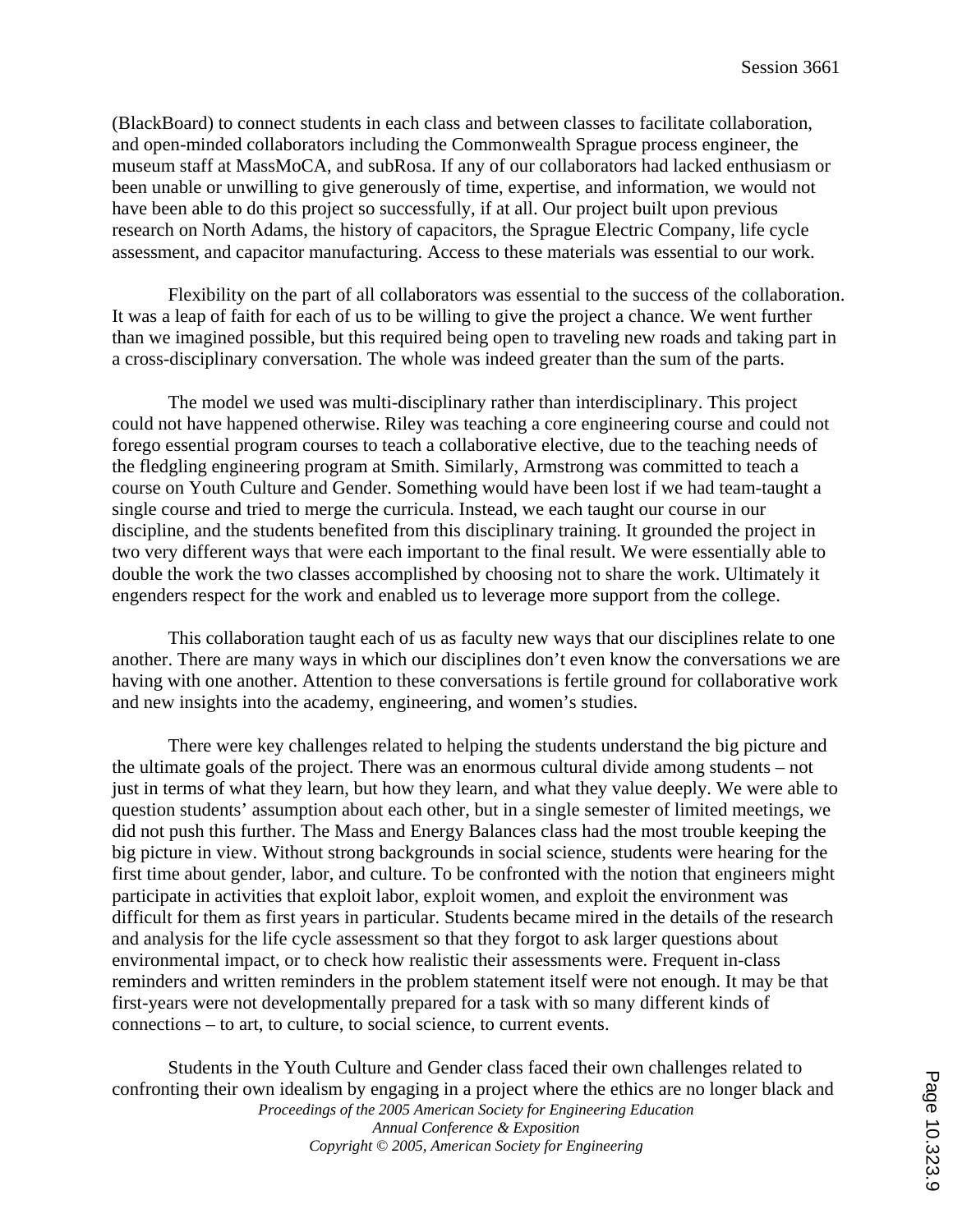(BlackBoard) to connect students in each class and between classes to facilitate collaboration, and open-minded collaborators including the Commonwealth Sprague process engineer, the museum staff at MassMoCA, and subRosa. If any of our collaborators had lacked enthusiasm or been unable or unwilling to give generously of time, expertise, and information, we would not have been able to do this project so successfully, if at all. Our project built upon previous research on North Adams, the history of capacitors, the Sprague Electric Company, life cycle assessment, and capacitor manufacturing. Access to these materials was essential to our work.

Flexibility on the part of all collaborators was essential to the success of the collaboration. It was a leap of faith for each of us to be willing to give the project a chance. We went further than we imagined possible, but this required being open to traveling new roads and taking part in a cross-disciplinary conversation. The whole was indeed greater than the sum of the parts.

The model we used was multi-disciplinary rather than interdisciplinary. This project could not have happened otherwise. Riley was teaching a core engineering course and could not forego essential program courses to teach a collaborative elective, due to the teaching needs of the fledgling engineering program at Smith. Similarly, Armstrong was committed to teach a course on Youth Culture and Gender. Something would have been lost if we had team-taught a single course and tried to merge the curricula. Instead, we each taught our course in our discipline, and the students benefited from this disciplinary training. It grounded the project in two very different ways that were each important to the final result. We were essentially able to double the work the two classes accomplished by choosing not to share the work. Ultimately it engenders respect for the work and enabled us to leverage more support from the college.

This collaboration taught each of us as faculty new ways that our disciplines relate to one another. There are many ways in which our disciplines don't even know the conversations we are having with one another. Attention to these conversations is fertile ground for collaborative work and new insights into the academy, engineering, and women's studies.

There were key challenges related to helping the students understand the big picture and the ultimate goals of the project. There was an enormous cultural divide among students – not just in terms of what they learn, but how they learn, and what they value deeply. We were able to question students' assumption about each other, but in a single semester of limited meetings, we did not push this further. The Mass and Energy Balances class had the most trouble keeping the big picture in view. Without strong backgrounds in social science, students were hearing for the first time about gender, labor, and culture. To be confronted with the notion that engineers might participate in activities that exploit labor, exploit women, and exploit the environment was difficult for them as first years in particular. Students became mired in the details of the research and analysis for the life cycle assessment so that they forgot to ask larger questions about environmental impact, or to check how realistic their assessments were. Frequent in-class reminders and written reminders in the problem statement itself were not enough. It may be that first-years were not developmentally prepared for a task with so many different kinds of connections – to art, to culture, to social science, to current events.

Students in the Youth Culture and Gender class faced their own challenges related to confronting their own idealism by engaging in a project where the ethics are no longer black and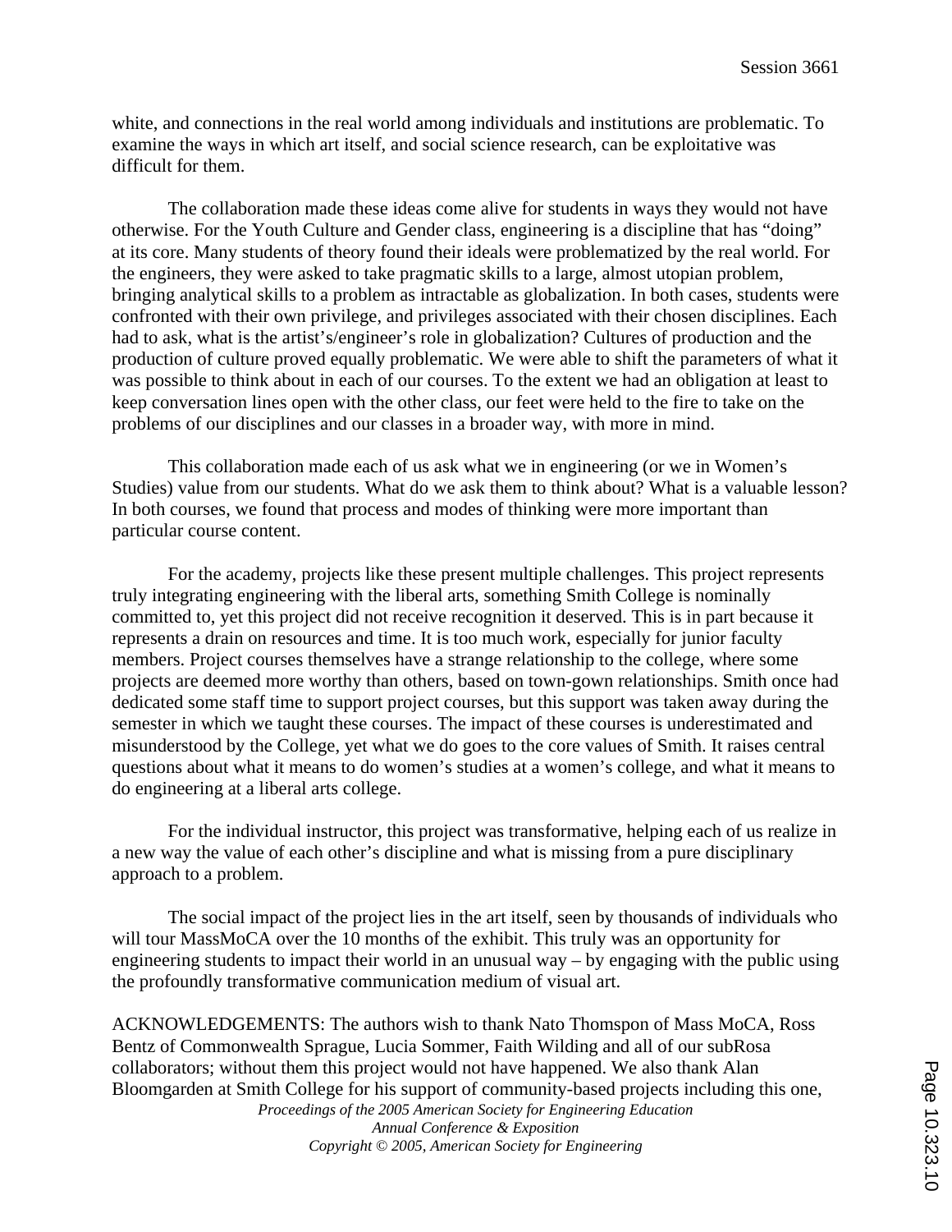white, and connections in the real world among individuals and institutions are problematic. To examine the ways in which art itself, and social science research, can be exploitative was difficult for them.

The collaboration made these ideas come alive for students in ways they would not have otherwise. For the Youth Culture and Gender class, engineering is a discipline that has "doing" at its core. Many students of theory found their ideals were problematized by the real world. For the engineers, they were asked to take pragmatic skills to a large, almost utopian problem, bringing analytical skills to a problem as intractable as globalization. In both cases, students were confronted with their own privilege, and privileges associated with their chosen disciplines. Each had to ask, what is the artist's/engineer's role in globalization? Cultures of production and the production of culture proved equally problematic. We were able to shift the parameters of what it was possible to think about in each of our courses. To the extent we had an obligation at least to keep conversation lines open with the other class, our feet were held to the fire to take on the problems of our disciplines and our classes in a broader way, with more in mind.

This collaboration made each of us ask what we in engineering (or we in Women's Studies) value from our students. What do we ask them to think about? What is a valuable lesson? In both courses, we found that process and modes of thinking were more important than particular course content.

For the academy, projects like these present multiple challenges. This project represents truly integrating engineering with the liberal arts, something Smith College is nominally committed to, yet this project did not receive recognition it deserved. This is in part because it represents a drain on resources and time. It is too much work, especially for junior faculty members. Project courses themselves have a strange relationship to the college, where some projects are deemed more worthy than others, based on town-gown relationships. Smith once had dedicated some staff time to support project courses, but this support was taken away during the semester in which we taught these courses. The impact of these courses is underestimated and misunderstood by the College, yet what we do goes to the core values of Smith. It raises central questions about what it means to do women's studies at a women's college, and what it means to do engineering at a liberal arts college.

For the individual instructor, this project was transformative, helping each of us realize in a new way the value of each other's discipline and what is missing from a pure disciplinary approach to a problem.

The social impact of the project lies in the art itself, seen by thousands of individuals who will tour MassMoCA over the 10 months of the exhibit. This truly was an opportunity for engineering students to impact their world in an unusual way – by engaging with the public using the profoundly transformative communication medium of visual art.

ACKNOWLEDGEMENTS: The authors wish to thank Nato Thomspon of Mass MoCA, Ross Bentz of Commonwealth Sprague, Lucia Sommer, Faith Wilding and all of our subRosa collaborators; without them this project would not have happened. We also thank Alan Bloomgarden at Smith College for his support of community-based projects including this one,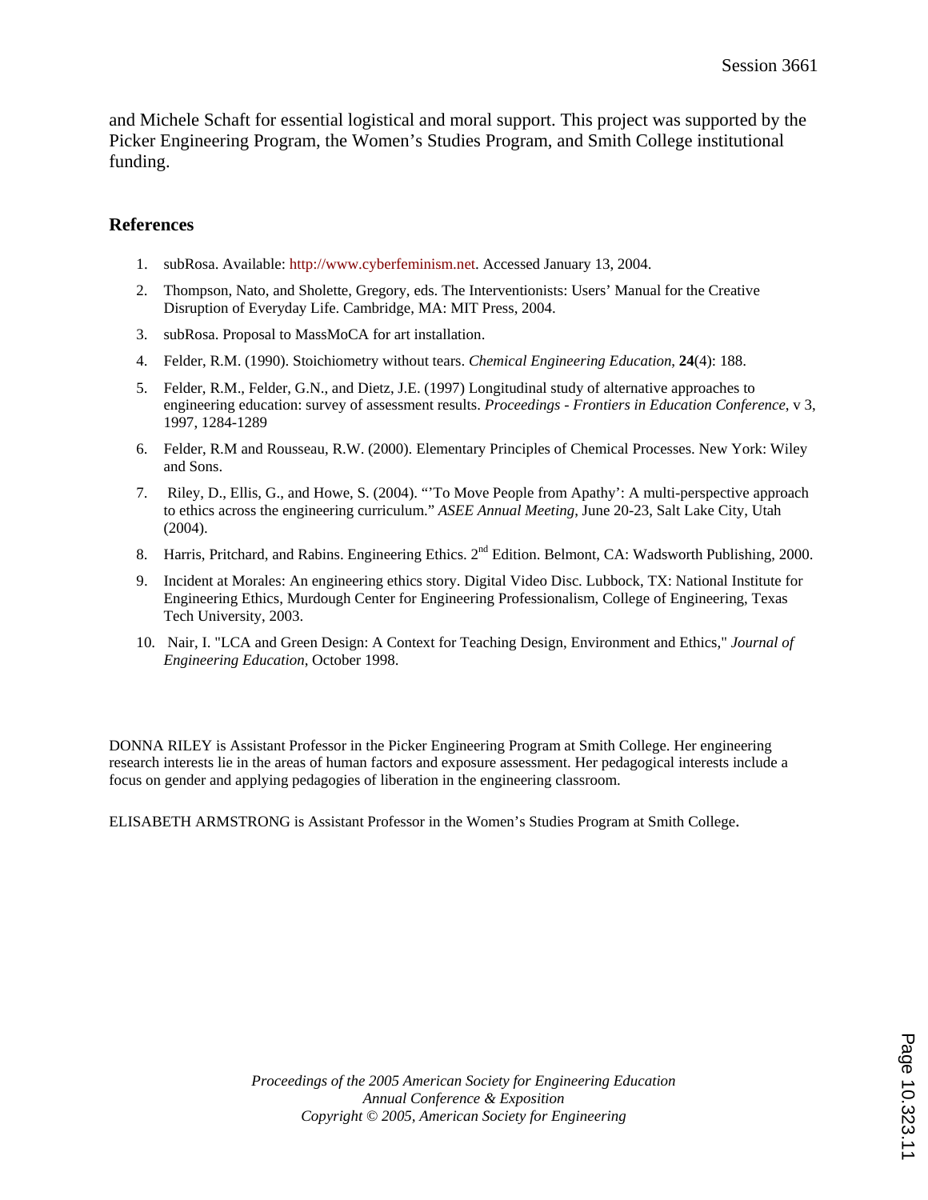and Michele Schaft for essential logistical and moral support. This project was supported by the Picker Engineering Program, the Women's Studies Program, and Smith College institutional funding.

## References

1. subRosa. Available: http://www.cyberfeminism.net. Accessed January 13, 2004.
2. Thompson, Nato, and Sholette, Gregory, eds. The Interventionists: Users' Manual for the Creative Disruption of Everyday Life. Cambridge, MA: MIT Press, 2004.
3. subRosa. Proposal to MassMoCA for art installation.
4. Felder, R.M. (1990). Stoichiometry without tears. *Chemical Engineering Education*, **24**(4): 188.
5. Felder, R.M., Felder, G.N., and Dietz, J.E. (1997) Longitudinal study of alternative approaches to engineering education: survey of assessment results. *Proceedings - Frontiers in Education Conference*, v 3, 1997, 1284-1289
6. Felder, R.M and Rousseau, R.W. (2000). Elementary Principles of Chemical Processes. New York: Wiley and Sons.
7. Riley, D., Ellis, G., and Howe, S. (2004). "'To Move People from Apathy': A multi-perspective approach to ethics across the engineering curriculum." *ASEE Annual Meeting*, June 20-23, Salt Lake City, Utah (2004).
8. Harris, Pritchard, and Rabins. Engineering Ethics. 2nd Edition. Belmont, CA: Wadsworth Publishing, 2000.
9. Incident at Morales: An engineering ethics story. Digital Video Disc. Lubbock, TX: National Institute for Engineering Ethics, Murdough Center for Engineering Professionalism, College of Engineering, Texas Tech University, 2003.
10. Nair, I. "LCA and Green Design: A Context for Teaching Design, Environment and Ethics," *Journal of Engineering Education*, October 1998.

DONNA RILEY is Assistant Professor in the Picker Engineering Program at Smith College. Her engineering research interests lie in the areas of human factors and exposure assessment. Her pedagogical interests include a focus on gender and applying pedagogies of liberation in the engineering classroom.

ELISABETH ARMSTRONG is Assistant Professor in the Women's Studies Program at Smith College.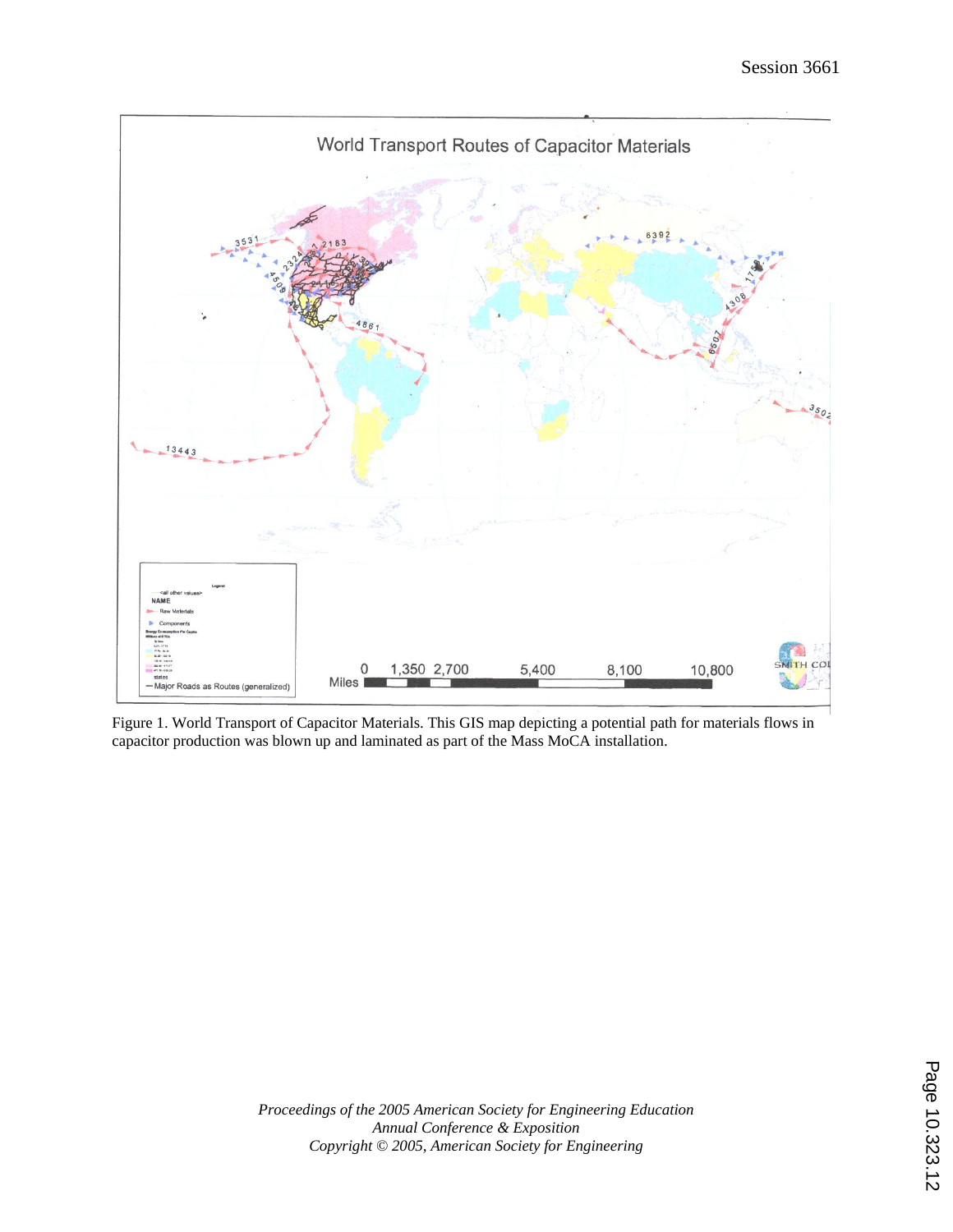Figure 1. World Transport of Capacitor Materials. This GIS map depicting a potential path for materials flows in capacitor production was blown up and laminated as part of the Mass MoCA installation.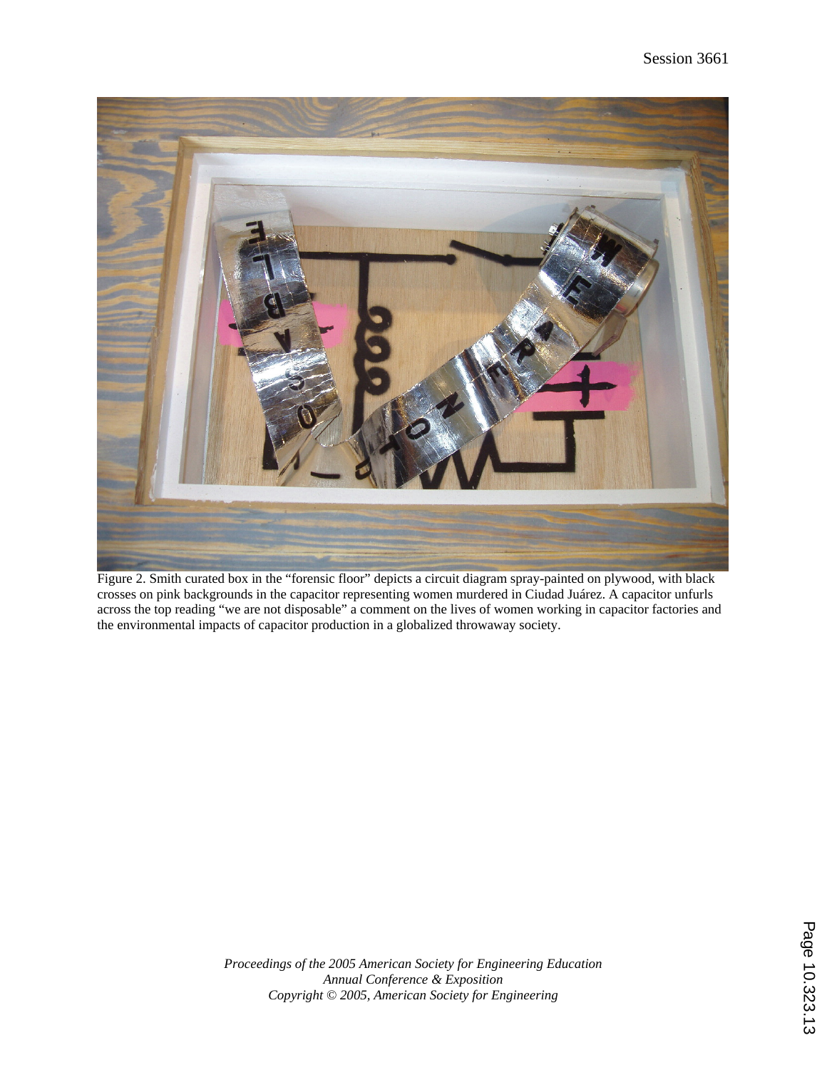Figure 2. Smith curated box in the "forensic floor" depicts a circuit diagram spray-painted on plywood, with black crosses on pink backgrounds in the capacitor representing women murdered in Ciudad Juárez. A capacitor unfurls across the top reading "we are not disposable" a comment on the lives of women working in capacitor factories and the environmental impacts of capacitor production in a globalized throwaway society.